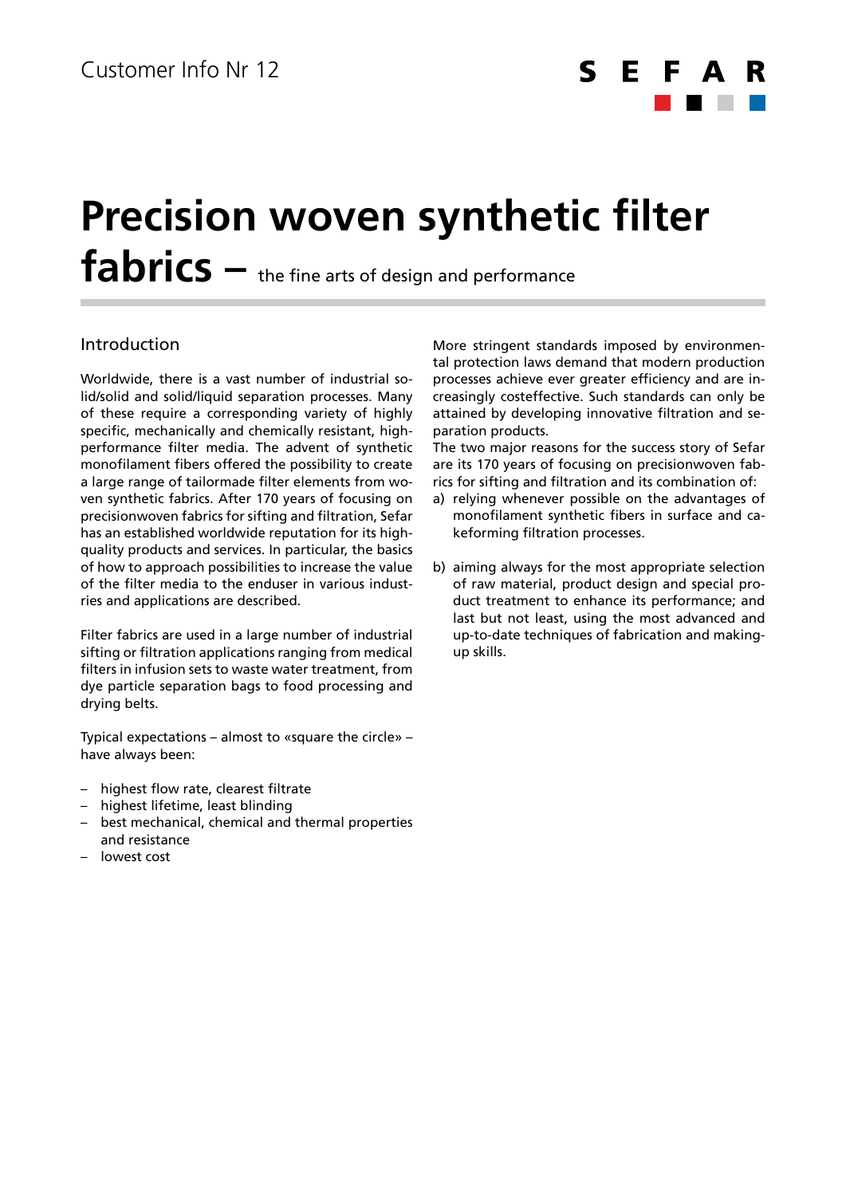Customer Info Nr 12

SEFAR

# Precision woven synthetic filter fabrics – the fine arts of design and performance

## Introduction

Worldwide, there is a vast number of industrial solid/solid and solid/liquid separation processes. Many of these require a corresponding variety of highly specific, mechanically and chemically resistant, high-performance filter media. The advent of synthetic monofilament fibers offered the possibility to create a large range of tailormade filter elements from woven synthetic fabrics. After 170 years of focusing on precisionwoven fabrics for sifting and filtration, Sefar has an established worldwide reputation for its high-quality products and services. In particular, the basics of how to approach possibilities to increase the value of the filter media to the enduser in various industries and applications are described.

Filter fabrics are used in a large number of industrial sifting or filtration applications ranging from medical filters in infusion sets to waste water treatment, from dye particle separation bags to food processing and drying belts.

Typical expectations – almost to «square the circle» – have always been:

- highest flow rate, clearest filtrate
- highest lifetime, least blinding
- best mechanical, chemical and thermal properties and resistance
- lowest cost

More stringent standards imposed by environmental protection laws demand that modern production processes achieve ever greater efficiency and are increasingly costeffective. Such standards can only be attained by developing innovative filtration and separation products.
The two major reasons for the success story of Sefar are its 170 years of focusing on precisionwoven fabrics for sifting and filtration and its combination of:

a) relying whenever possible on the advantages of monofilament synthetic fibers in surface and cakeforming filtration processes.

b) aiming always for the most appropriate selection of raw material, product design and special product treatment to enhance its performance; and last but not least, using the most advanced and up-to-date techniques of fabrication and making-up skills.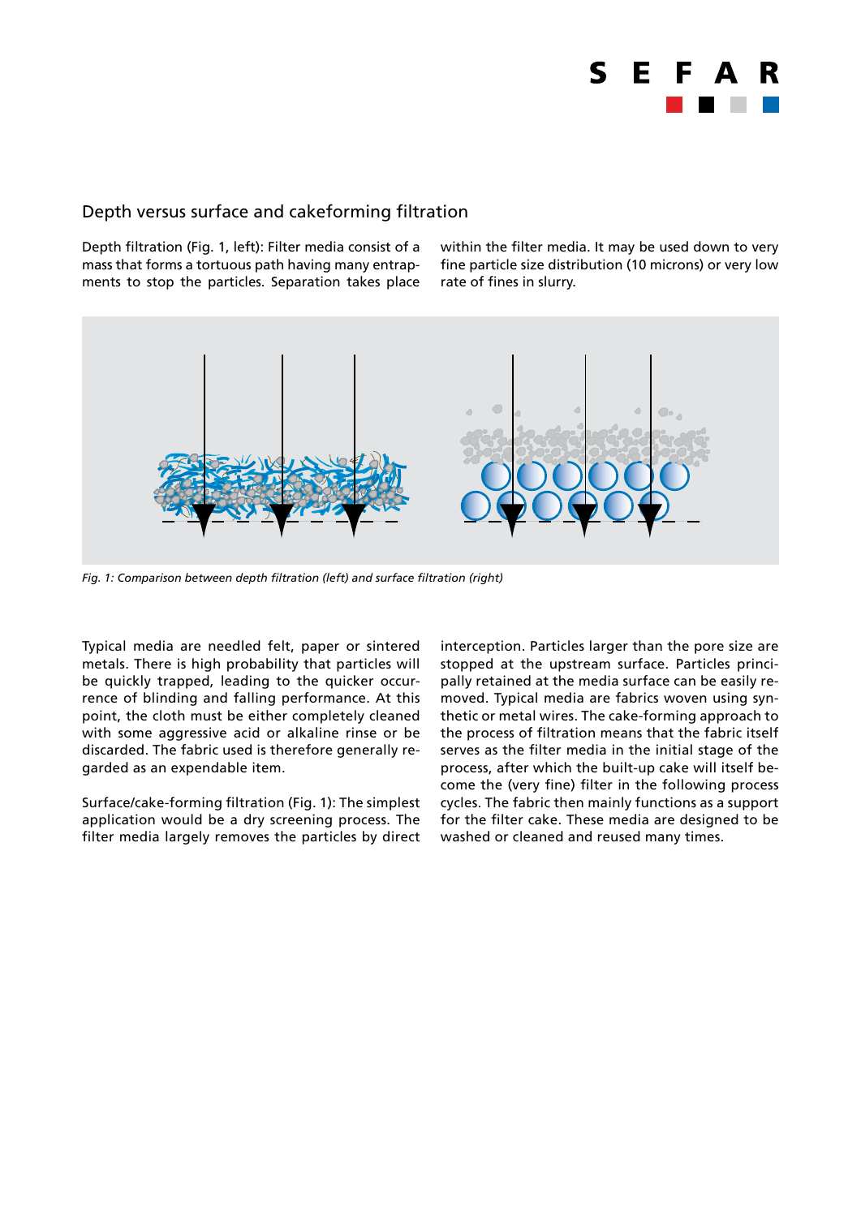## Depth versus surface and cakeforming filtration

Depth filtration (Fig. 1, left): Filter media consist of a mass that forms a tortuous path having many entrapments to stop the particles. Separation takes place within the filter media. It may be used down to very fine particle size distribution (10 microns) or very low rate of fines in slurry.

*Fig. 1: Comparison between depth filtration (left) and surface filtration (right)*

Typical media are needled felt, paper or sintered metals. There is high probability that particles will be quickly trapped, leading to the quicker occurrence of blinding and falling performance. At this point, the cloth must be either completely cleaned with some aggressive acid or alkaline rinse or be discarded. The fabric used is therefore generally regarded as an expendable item.

Surface/cake-forming filtration (Fig. 1): The simplest application would be a dry screening process. The filter media largely removes the particles by direct interception. Particles larger than the pore size are stopped at the upstream surface. Particles principally retained at the media surface can be easily removed. Typical media are fabrics woven using synthetic or metal wires. The cake-forming approach to the process of filtration means that the fabric itself serves as the filter media in the initial stage of the process, after which the built-up cake will itself become the (very fine) filter in the following process cycles. The fabric then mainly functions as a support for the filter cake. These media are designed to be washed or cleaned and reused many times.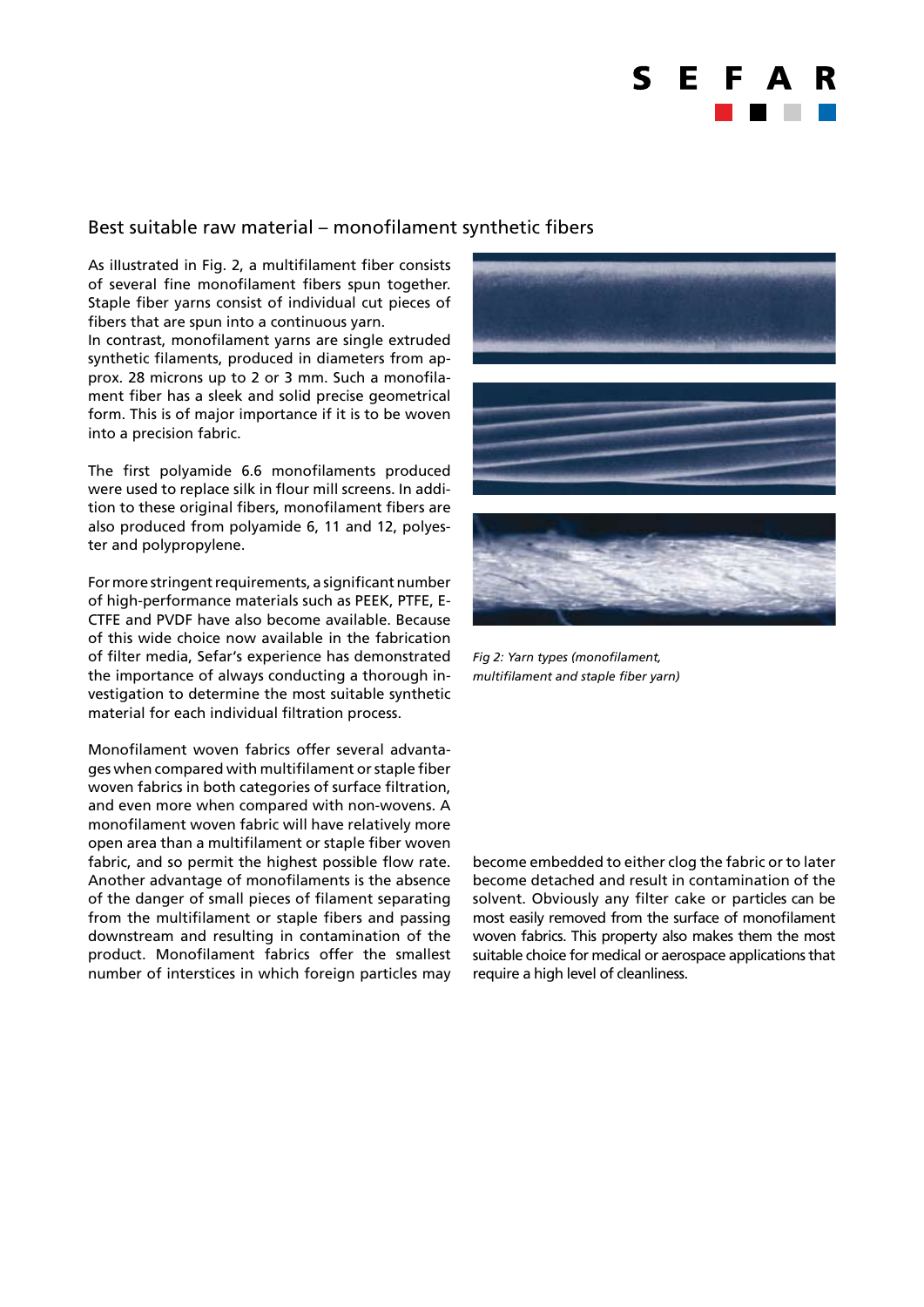## Best suitable raw material – monofilament synthetic fibers

As illustrated in Fig. 2, a multifilament fiber consists of several fine monofilament fibers spun together. Staple fiber yarns consist of individual cut pieces of fibers that are spun into a continuous yarn.
In contrast, monofilament yarns are single extruded synthetic filaments, produced in diameters from approx. 28 microns up to 2 or 3 mm. Such a monofilament fiber has a sleek and solid precise geometrical form. This is of major importance if it is to be woven into a precision fabric.

The first polyamide 6.6 monofilaments produced were used to replace silk in flour mill screens. In addition to these original fibers, monofilament fibers are also produced from polyamide 6, 11 and 12, polyester and polypropylene.

For more stringent requirements, a significant number of high-performance materials such as PEEK, PTFE, E-CTFE and PVDF have also become available. Because of this wide choice now available in the fabrication of filter media, Sefar's experience has demonstrated the importance of always conducting a thorough investigation to determine the most suitable synthetic material for each individual filtration process.

Monofilament woven fabrics offer several advantages when compared with multifilament or staple fiber woven fabrics in both categories of surface filtration, and even more when compared with non-wovens. A monofilament woven fabric will have relatively more open area than a multifilament or staple fiber woven fabric, and so permit the highest possible flow rate. Another advantage of monofilaments is the absence of the danger of small pieces of filament separating from the multifilament or staple fibers and passing downstream and resulting in contamination of the product. Monofilament fabrics offer the smallest number of interstices in which foreign particles may become embedded to either clog the fabric or to later become detached and result in contamination of the solvent. Obviously any filter cake or particles can be most easily removed from the surface of monofilament woven fabrics. This property also makes them the most suitable choice for medical or aerospace applications that require a high level of cleanliness.

*Fig 2: Yarn types (monofilament, multifilament and staple fiber yarn)*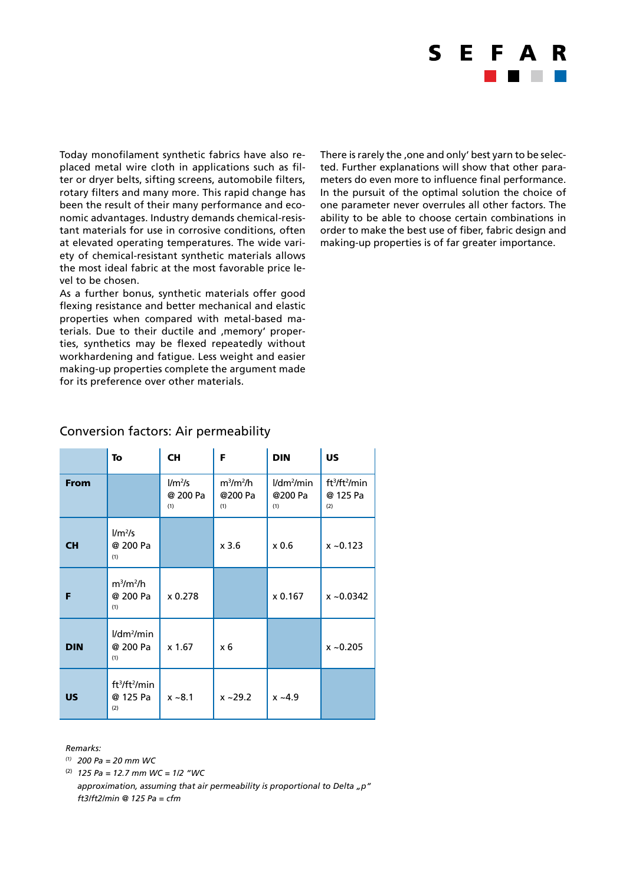Today monofilament synthetic fabrics have also replaced metal wire cloth in applications such as filter or dryer belts, sifting screens, automobile filters, rotary filters and many more. This rapid change has been the result of their many performance and economic advantages. Industry demands chemical-resistant materials for use in corrosive conditions, often at elevated operating temperatures. The wide variety of chemical-resistant synthetic materials allows the most ideal fabric at the most favorable price level to be chosen.
As a further bonus, synthetic materials offer good flexing resistance and better mechanical and elastic properties when compared with metal-based materials. Due to their ductile and ‚memory' properties, synthetics may be flexed repeatedly without workhardening and fatigue. Less weight and easier making-up properties complete the argument made for its preference over other materials.

There is rarely the ‚one and only' best yarn to be selected. Further explanations will show that other parameters do even more to influence final performance. In the pursuit of the optimal solution the choice of one parameter never overrules all other factors. The ability to be able to choose certain combinations in order to make the best use of fiber, fabric design and making-up properties is of far greater importance.

## Conversion factors: Air permeability

| | **To** | **CH** | **F** | **DIN** | **US** |
|---|---|---|---|---|---|
| **From** | | $l/m^2/s$ @ 200 Pa (1) | $m^3/m^2/h$ @200 Pa (1) | $l/dm^2/min$ @200 Pa (1) | $ft^3/ft^2/min$ @ 125 Pa (2) |
| **CH** | $l/m^2/s$ @ 200 Pa (1) | | x 3.6 | x 0.6 | x ~0.123 |
| **F** | $m^3/m^2/h$ @ 200 Pa (1) | x 0.278 | | x 0.167 | x ~0.0342 |
| **DIN** | $l/dm^2/min$ @ 200 Pa (1) | x 1.67 | x 6 | | x ~0.205 |
| **US** | $ft^3/ft^2/min$ @ 125 Pa (2) | x ~8.1 | x ~29.2 | x ~4.9 | |

*Remarks:*

(1) *200 Pa = 20 mm WC*

(2) *125 Pa = 12.7 mm WC = 1/2 "WC*
*approximation, assuming that air permeability is proportional to Delta „p"*
*ft3/ft2/min @ 125 Pa = cfm*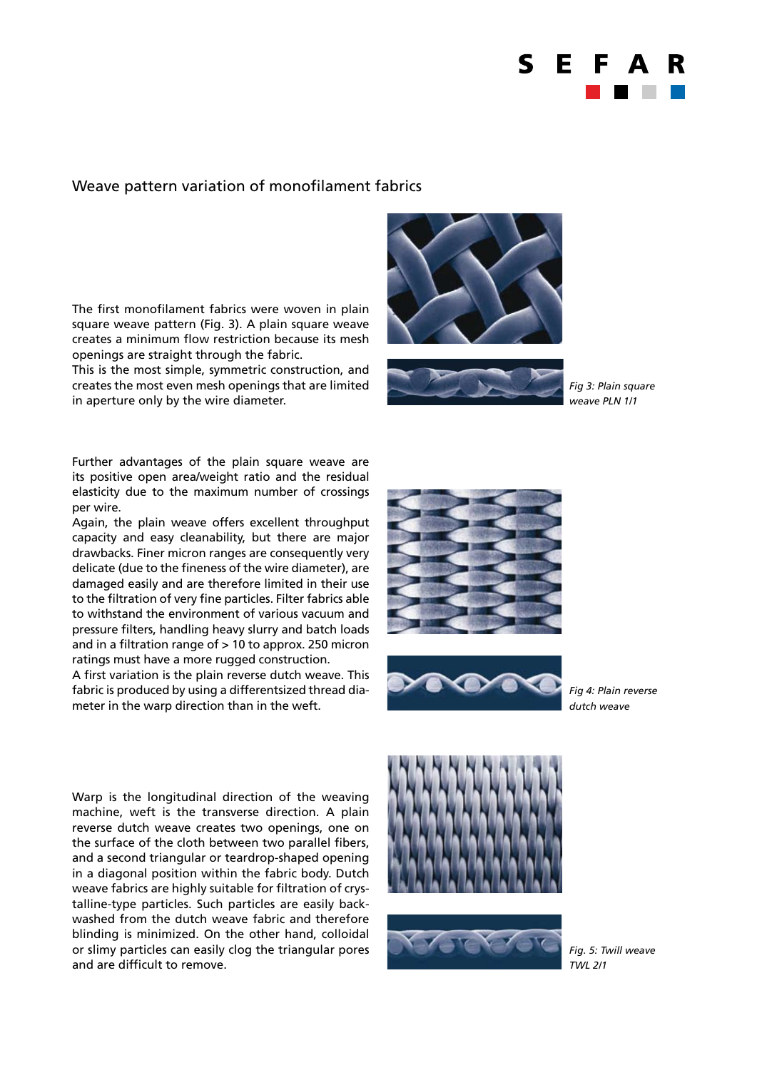## Weave pattern variation of monofilament fabrics

The first monofilament fabrics were woven in plain square weave pattern (Fig. 3). A plain square weave creates a minimum flow restriction because its mesh openings are straight through the fabric.
This is the most simple, symmetric construction, and creates the most even mesh openings that are limited in aperture only by the wire diameter.

*Fig 3: Plain square weave PLN 1/1*

Further advantages of the plain square weave are its positive open area/weight ratio and the residual elasticity due to the maximum number of crossings per wire.
Again, the plain weave offers excellent throughput capacity and easy cleanability, but there are major drawbacks. Finer micron ranges are consequently very delicate (due to the fineness of the wire diameter), are damaged easily and are therefore limited in their use to the filtration of very fine particles. Filter fabrics able to withstand the environment of various vacuum and pressure filters, handling heavy slurry and batch loads and in a filtration range of > 10 to approx. 250 micron ratings must have a more rugged construction.
A first variation is the plain reverse dutch weave. This fabric is produced by using a differentsized thread diameter in the warp direction than in the weft.

*Fig 4: Plain reverse dutch weave*

Warp is the longitudinal direction of the weaving machine, weft is the transverse direction. A plain reverse dutch weave creates two openings, one on the surface of the cloth between two parallel fibers, and a second triangular or teardrop-shaped opening in a diagonal position within the fabric body. Dutch weave fabrics are highly suitable for filtration of crystalline-type particles. Such particles are easily backwashed from the dutch weave fabric and therefore blinding is minimized. On the other hand, colloidal or slimy particles can easily clog the triangular pores and are difficult to remove.

*Fig. 5: Twill weave TWL 2/1*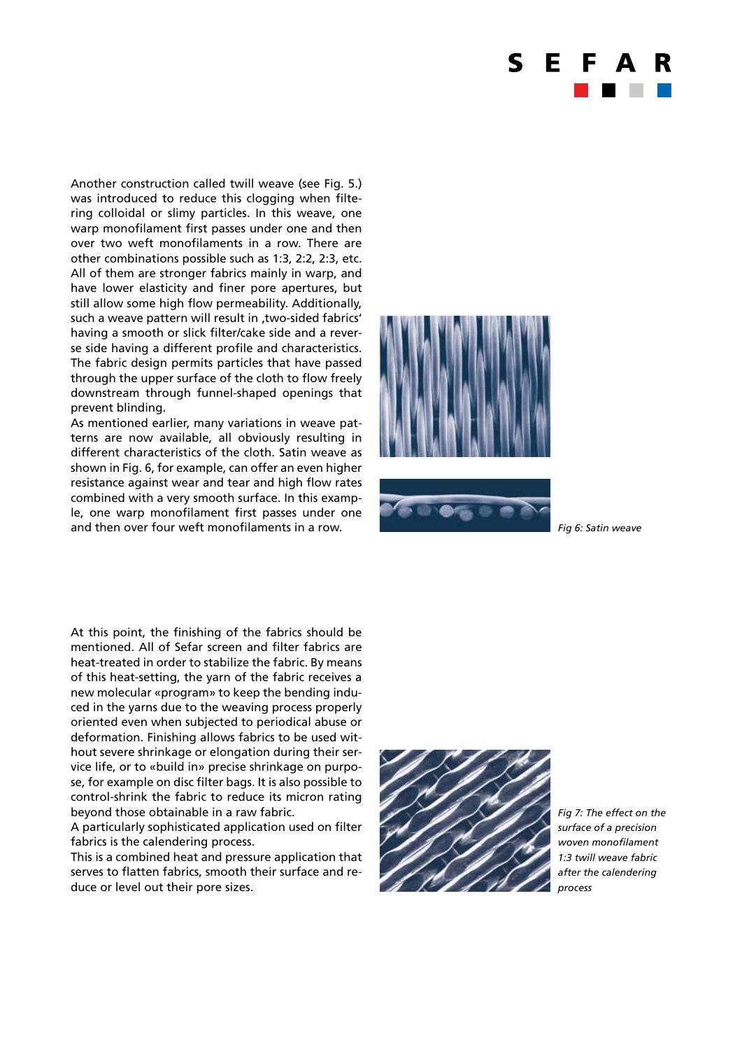Another construction called twill weave (see Fig. 5.) was introduced to reduce this clogging when filtering colloidal or slimy particles. In this weave, one warp monofilament first passes under one and then over two weft monofilaments in a row. There are other combinations possible such as 1:3, 2:2, 2:3, etc. All of them are stronger fabrics mainly in warp, and have lower elasticity and finer pore apertures, but still allow some high flow permeability. Additionally, such a weave pattern will result in ‚two-sided fabrics' having a smooth or slick filter/cake side and a reverse side having a different profile and characteristics. The fabric design permits particles that have passed through the upper surface of the cloth to flow freely downstream through funnel-shaped openings that prevent blinding.

As mentioned earlier, many variations in weave patterns are now available, all obviously resulting in different characteristics of the cloth. Satin weave as shown in Fig. 6, for example, can offer an even higher resistance against wear and tear and high flow rates combined with a very smooth surface. In this example, one warp monofilament first passes under one and then over four weft monofilaments in a row.

*Fig 6: Satin weave*

At this point, the finishing of the fabrics should be mentioned. All of Sefar screen and filter fabrics are heat-treated in order to stabilize the fabric. By means of this heat-setting, the yarn of the fabric receives a new molecular «program» to keep the bending induced in the yarns due to the weaving process properly oriented even when subjected to periodical abuse or deformation. Finishing allows fabrics to be used without severe shrinkage or elongation during their service life, or to «build in» precise shrinkage on purpose, for example on disc filter bags. It is also possible to control-shrink the fabric to reduce its micron rating beyond those obtainable in a raw fabric.

A particularly sophisticated application used on filter fabrics is the calendering process.

This is a combined heat and pressure application that serves to flatten fabrics, smooth their surface and reduce or level out their pore sizes.

*Fig 7: The effect on the surface of a precision woven monofilament 1:3 twill weave fabric after the calendering process*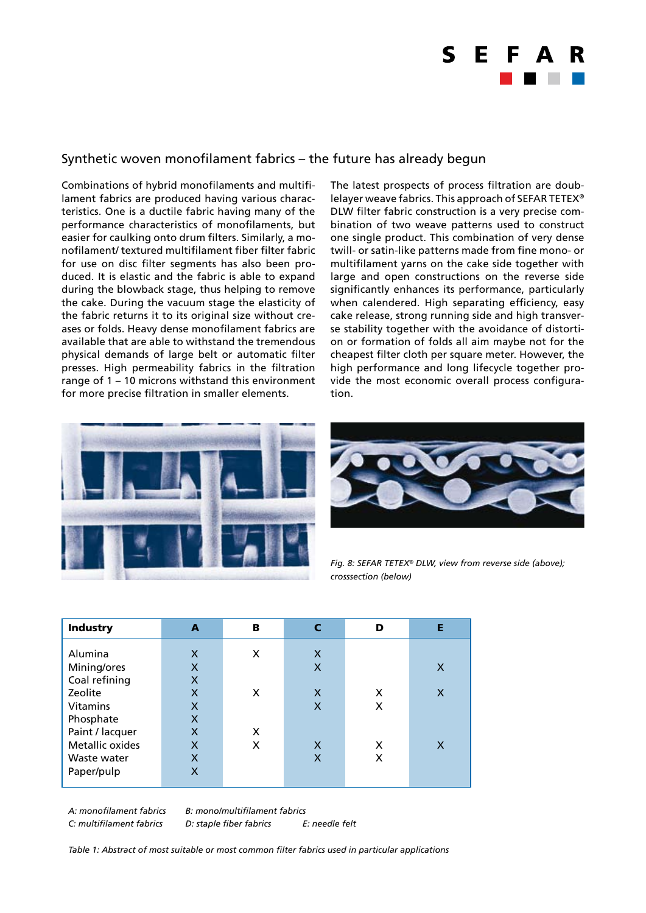## Synthetic woven monofilament fabrics – the future has already begun

Combinations of hybrid monofilaments and multifilament fabrics are produced having various characteristics. One is a ductile fabric having many of the performance characteristics of monofilaments, but easier for caulking onto drum filters. Similarly, a monofilament/ textured multifilament fiber filter fabric for use on disc filter segments has also been produced. It is elastic and the fabric is able to expand during the blowback stage, thus helping to remove the cake. During the vacuum stage the elasticity of the fabric returns it to its original size without creases or folds. Heavy dense monofilament fabrics are available that are able to withstand the tremendous physical demands of large belt or automatic filter presses. High permeability fabrics in the filtration range of 1 – 10 microns withstand this environment for more precise filtration in smaller elements.

The latest prospects of process filtration are doublelayer weave fabrics. This approach of SEFAR TETEX® DLW filter fabric construction is a very precise combination of two weave patterns used to construct one single product. This combination of very dense twill- or satin-like patterns made from fine mono- or multifilament yarns on the cake side together with large and open constructions on the reverse side significantly enhances its performance, particularly when calendered. High separating efficiency, easy cake release, strong running side and high transverse stability together with the avoidance of distortion or formation of folds all aim maybe not for the cheapest filter cloth per square meter. However, the high performance and long lifecycle together provide the most economic overall process configuration.

*Fig. 8: SEFAR TETEX® DLW, view from reverse side (above); crosssection (below)*

| Industry | A | B | C | D | E |
|---|---|---|---|---|---|
| Alumina | X | X | X | | |
| Mining/ores | X | | X | | X |
| Coal refining | X | | | | |
| Zeolite | X | X | X | X | X |
| Vitamins | X | | X | X | |
| Phosphate | X | | | | |
| Paint / lacquer | X | X | | | |
| Metallic oxides | X | X | X | X | X |
| Waste water | X | | X | X | |
| Paper/pulp | X | | | | |

*A: monofilament fabrics*  *B: mono/multifilament fabrics*
*C: multifilament fabrics*  *D: staple fiber fabrics*  *E: needle felt*

*Table 1: Abstract of most suitable or most common filter fabrics used in particular applications*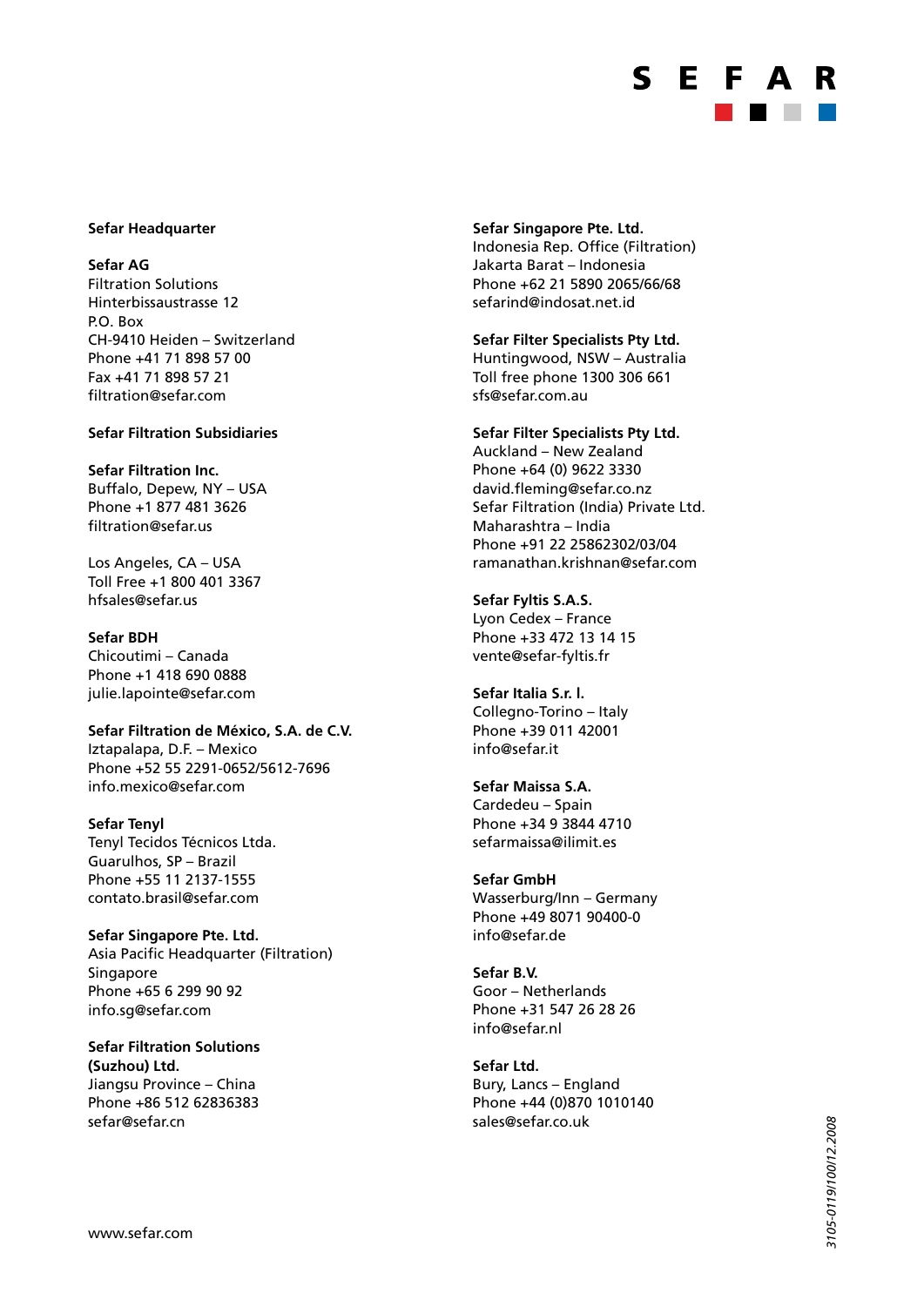SEFAR

**Sefar Headquarter**

**Sefar AG**
Filtration Solutions
Hinterbissaustrasse 12
P.O. Box
CH-9410 Heiden – Switzerland
Phone +41 71 898 57 00
Fax +41 71 898 57 21
filtration@sefar.com

**Sefar Filtration Subsidiaries**

**Sefar Filtration Inc.**
Buffalo, Depew, NY – USA
Phone +1 877 481 3626
filtration@sefar.us

Los Angeles, CA – USA
Toll Free +1 800 401 3367
hfsales@sefar.us

**Sefar BDH**
Chicoutimi – Canada
Phone +1 418 690 0888
julie.lapointe@sefar.com

**Sefar Filtration de México, S.A. de C.V.**
Iztapalapa, D.F. – Mexico
Phone +52 55 2291-0652/5612-7696
info.mexico@sefar.com

**Sefar Tenyl**
Tenyl Tecidos Técnicos Ltda.
Guarulhos, SP – Brazil
Phone +55 11 2137-1555
contato.brasil@sefar.com

**Sefar Singapore Pte. Ltd.**
Asia Pacific Headquarter (Filtration)
Singapore
Phone +65 6 299 90 92
info.sg@sefar.com

**Sefar Filtration Solutions (Suzhou) Ltd.**
Jiangsu Province – China
Phone +86 512 62836383
sefar@sefar.cn

**Sefar Singapore Pte. Ltd.**
Indonesia Rep. Office (Filtration)
Jakarta Barat – Indonesia
Phone +62 21 5890 2065/66/68
sefarind@indosat.net.id

**Sefar Filter Specialists Pty Ltd.**
Huntingwood, NSW – Australia
Toll free phone 1300 306 661
sfs@sefar.com.au

**Sefar Filter Specialists Pty Ltd.**
Auckland – New Zealand
Phone +64 (0) 9622 3330
david.fleming@sefar.co.nz
Sefar Filtration (India) Private Ltd.
Maharashtra – India
Phone +91 22 25862302/03/04
ramanathan.krishnan@sefar.com

**Sefar Fyltis S.A.S.**
Lyon Cedex – France
Phone +33 472 13 14 15
vente@sefar-fyltis.fr

**Sefar Italia S.r. l.**
Collegno-Torino – Italy
Phone +39 011 42001
info@sefar.it

**Sefar Maissa S.A.**
Cardedeu – Spain
Phone +34 9 3844 4710
sefarmaissa@ilimit.es

**Sefar GmbH**
Wasserburg/Inn – Germany
Phone +49 8071 90400-0
info@sefar.de

**Sefar B.V.**
Goor – Netherlands
Phone +31 547 26 28 26
info@sefar.nl

**Sefar Ltd.**
Bury, Lancs – England
Phone +44 (0)870 1010140
sales@sefar.co.uk

www.sefar.com

*3105-0119/100/12.2008*